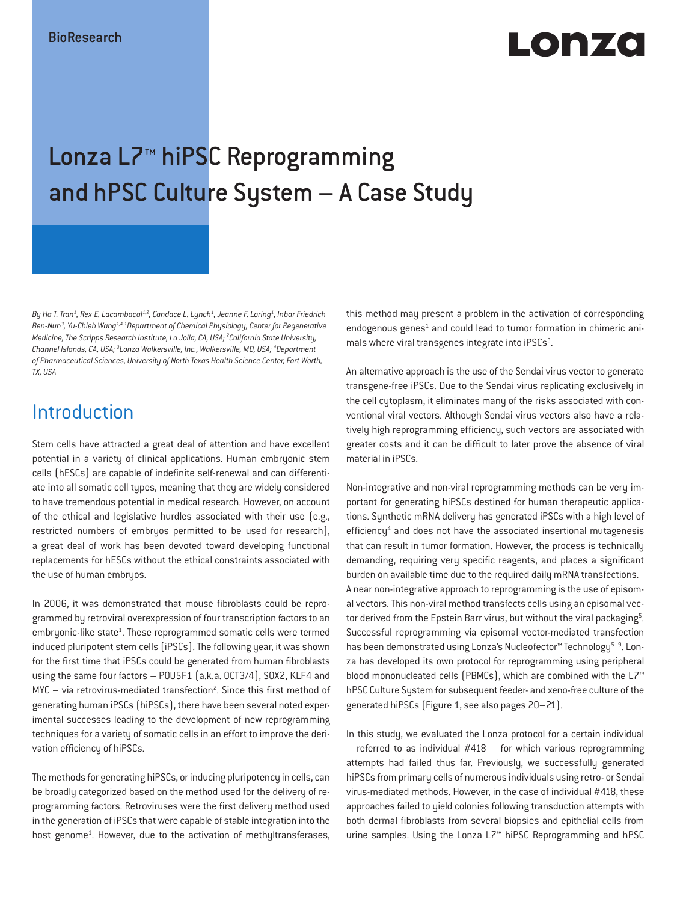BioResearch

# Lonza L7™ hiPSC Reprogramming and hPSC Culture System – A Case Study

*By Ha T. Tran[1], Rex E. Lacambacal[1,2], Candace L. Lynch[1], Jeanne F. Loring[1], Inbar Friedrich Ben-Nun[3], Yu-Chieh Wang[1,4] [1]Department of Chemical Physiology, Center for Regenerative Medicine, The Scripps Research Institute, La Jolla, CA, USA; [2]California State University, Channel Islands, CA, USA; [3]Lonza Walkersville, Inc., Walkersville, MD, USA; [4]Department of Pharmaceutical Sciences, University of North Texas Health Science Center, Fort Worth, TX, USA*

## Introduction

Stem cells have attracted a great deal of attention and have excellent potential in a variety of clinical applications. Human embryonic stem cells (hESCs) are capable of indefinite self-renewal and can differentiate into all somatic cell types, meaning that they are widely considered to have tremendous potential in medical research. However, on account of the ethical and legislative hurdles associated with their use (e.g., restricted numbers of embryos permitted to be used for research), a great deal of work has been devoted toward developing functional replacements for hESCs without the ethical constraints associated with the use of human embryos.

In 2006, it was demonstrated that mouse fibroblasts could be reprogrammed by retroviral overexpression of four transcription factors to an embryonic-like state[1]. These reprogrammed somatic cells were termed induced pluripotent stem cells (iPSCs). The following year, it was shown for the first time that iPSCs could be generated from human fibroblasts using the same four factors – POU5F1 (a.k.a. OCT3/4), SOX2, KLF4 and MYC – via retrovirus-mediated transfection[2]. Since this first method of generating human iPSCs (hiPSCs), there have been several noted experimental successes leading to the development of new reprogramming techniques for a variety of somatic cells in an effort to improve the derivation efficiency of hiPSCs.

The methods for generating hiPSCs, or inducing pluripotency in cells, can be broadly categorized based on the method used for the delivery of reprogramming factors. Retroviruses were the first delivery method used in the generation of iPSCs that were capable of stable integration into the host genome[1]. However, due to the activation of methyltransferases, this method may present a problem in the activation of corresponding endogenous genes[1] and could lead to tumor formation in chimeric animals where viral transgenes integrate into iPSCs[3].

An alternative approach is the use of the Sendai virus vector to generate transgene-free iPSCs. Due to the Sendai virus replicating exclusively in the cell cytoplasm, it eliminates many of the risks associated with conventional viral vectors. Although Sendai virus vectors also have a relatively high reprogramming efficiency, such vectors are associated with greater costs and it can be difficult to later prove the absence of viral material in iPSCs.

Non-integrative and non-viral reprogramming methods can be very important for generating hiPSCs destined for human therapeutic applications. Synthetic mRNA delivery has generated iPSCs with a high level of efficiency[4] and does not have the associated insertional mutagenesis that can result in tumor formation. However, the process is technically demanding, requiring very specific reagents, and places a significant burden on available time due to the required daily mRNA transfections. A near non-integrative approach to reprogramming is the use of episomal vectors. This non-viral method transfects cells using an episomal vector derived from the Epstein Barr virus, but without the viral packaging[5]. Successful reprogramming via episomal vector-mediated transfection has been demonstrated using Lonza's Nucleofector™ Technology[5–9]. Lonza has developed its own protocol for reprogramming using peripheral blood mononucleated cells (PBMCs), which are combined with the L7™ hPSC Culture System for subsequent feeder- and xeno-free culture of the generated hiPSCs (Figure 1, see also pages 20–21).

In this study, we evaluated the Lonza protocol for a certain individual – referred to as individual #418 – for which various reprogramming attempts had failed thus far. Previously, we successfully generated hiPSCs from primary cells of numerous individuals using retro- or Sendai virus-mediated methods. However, in the case of individual #418, these approaches failed to yield colonies following transduction attempts with both dermal fibroblasts from several biopsies and epithelial cells from urine samples. Using the Lonza L7™ hiPSC Reprogramming and hPSC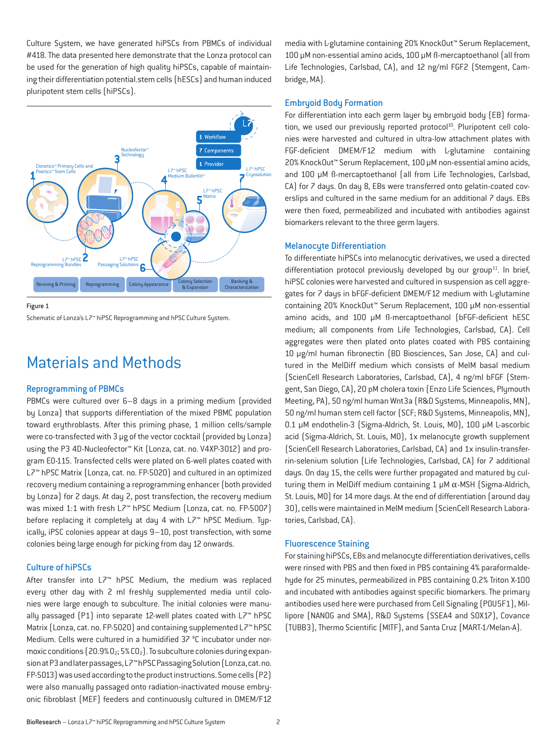Culture System, we have generated hiPSCs from PBMCs of individual #418. The data presented here demonstrate that the Lonza protocol can be used for the generation of high quality hiPSCs, capable of maintaining their differentiation potential.stem cells (hESCs) and human induced pluripotent stem cells (hiPSCs).

Figure 1

Schematic of Lonza's L7™ hiPSC Reprogramming and hPSC Culture System.

# Materials and Methods

## Reprogramming of PBMCs

PBMCs were cultured over 6–8 days in a priming medium (provided by Lonza) that supports differentiation of the mixed PBMC population toward erythroblasts. After this priming phase, 1 million cells/sample were co-transfected with 3 µg of the vector cocktail (provided by Lonza) using the P3 4D-Nucleofector™ Kit (Lonza, cat. no. V4XP-3012) and program EO-115. Transfected cells were plated on 6-well plates coated with L7™ hPSC Matrix (Lonza, cat. no. FP-5020) and cultured in an optimized recovery medium containing a reprogramming enhancer (both provided by Lonza) for 2 days. At day 2, post transfection, the recovery medium was mixed 1:1 with fresh L7™ hPSC Medium (Lonza, cat. no. FP-5007) before replacing it completely at day 4 with L7™ hPSC Medium. Typically, iPSC colonies appear at days 9–10, post transfection, with some colonies being large enough for picking from day 12 onwards.

## Culture of hiPSCs

After transfer into L7™ hPSC Medium, the medium was replaced every other day with 2 ml freshly supplemented media until colonies were large enough to subculture. The initial colonies were manually passaged (P1) into separate 12-well plates coated with L7™ hPSC Matrix (Lonza, cat. no. FP-5020) and containing supplemented L7™ hPSC Medium. Cells were cultured in a humidified 37 °C incubator under normoxic conditions (20.9% $O_2$; 5% $CO_2$). To subculture colonies during expansion at P3 and later passages, L7™ hPSC Passaging Solution (Lonza, cat. no. FP-5013) was used according to the product instructions. Some cells (P2) were also manually passaged onto radiation-inactivated mouse embryonic fibroblast (MEF) feeders and continuously cultured in DMEM/F12 media with L-glutamine containing 20% KnockOut™ Serum Replacement, 100 µM non-essential amino acids, 100 µM ß-mercaptoethanol (all from Life Technologies, Carlsbad, CA), and 12 ng/ml FGF2 (Stemgent, Cambridge, MA).

## Embryoid Body Formation

For differentiation into each germ layer by embryoid body (EB) formation, we used our previously reported protocol[10]. Pluripotent cell colonies were harvested and cultured in ultra-low attachment plates with FGF-deficient DMEM/F12 medium with L-glutamine containing 20% KnockOut™ Serum Replacement, 100 µM non-essential amino acids, and 100 µM ß-mercaptoethanol (all from Life Technologies, Carlsbad, CA) for 7 days. On day 8, EBs were transferred onto gelatin-coated coverslips and cultured in the same medium for an additional 7 days. EBs were then fixed, permeabilized and incubated with antibodies against biomarkers relevant to the three germ layers.

## Melanocyte Differentiation

To differentiate hiPSCs into melanocytic derivatives, we used a directed differentiation protocol previously developed by our group[11]. In brief, hiPSC colonies were harvested and cultured in suspension as cell aggregates for 7 days in bFGF-deficient DMEM/F12 medium with L-glutamine containing 20% KnockOut™ Serum Replacement, 100 µM non-essential amino acids, and 100 µM ß-mercaptoethanol (bFGF-deficient hESC medium; all components from Life Technologies, Carlsbad, CA). Cell aggregates were then plated onto plates coated with PBS containing 10 µg/ml human fibronectin (BD Biosciences, San Jose, CA) and cultured in the MelDiff medium which consists of MelM basal medium (ScienCell Research Laboratories, Carlsbad, CA), 4 ng/ml bFGF (Stemgent, San Diego, CA), 20 pM cholera toxin (Enzo Life Sciences, Plymouth Meeting, PA), 50 ng/ml human Wnt3a (R&D Systems, Minneapolis, MN), 50 ng/ml human stem cell factor (SCF; R&D Systems, Minneapolis, MN), 0.1 µM endothelin-3 (Sigma-Aldrich, St. Louis, MO), 100 µM L-ascorbic acid (Sigma-Aldrich, St. Louis, MO), 1x melanocyte growth supplement (ScienCell Research Laboratories, Carlsbad, CA) and 1x insulin-transferrin-selenium solution (Life Technologies, Carlsbad, CA) for 7 additional days. On day 15, the cells were further propagated and matured by culturing them in MelDiff medium containing 1 µM $\alpha$-MSH (Sigma-Aldrich, St. Louis, MO) for 14 more days. At the end of differentiation (around day 30), cells were maintained in MelM medium (ScienCell Research Laboratories, Carlsbad, CA).

## Fluorescence Staining

For staining hiPSCs, EBs and melanocyte differentiation derivatives, cells were rinsed with PBS and then fixed in PBS containing 4% paraformaldehyde for 25 minutes, permeabilized in PBS containing 0.2% Triton X-100 and incubated with antibodies against specific biomarkers. The primary antibodies used here were purchased from Cell Signaling (POU5F1), Millipore (NANOG and SMA), R&D Systems (SSEA4 and SOX17), Covance (TUBB3), Thermo Scientific (MITF), and Santa Cruz (MART-1/Melan-A).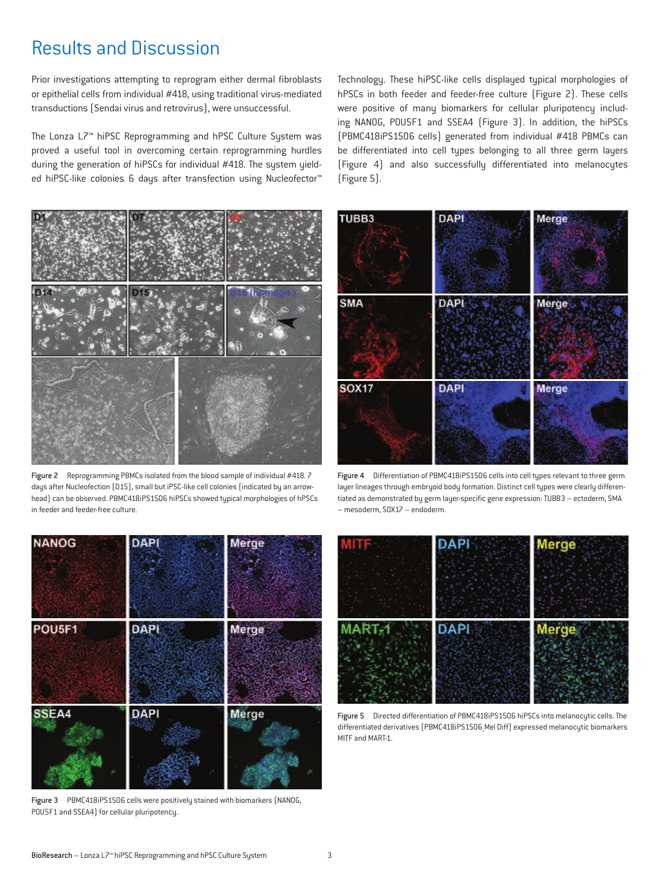# Results and Discussion

Prior investigations attempting to reprogram either dermal fibroblasts or epithelial cells from individual #418, using traditional virus-mediated transductions (Sendai virus and retrovirus), were unsuccessful.

The Lonza L7™ hiPSC Reprogramming and hPSC Culture System was proved a useful tool in overcoming certain reprogramming hurdles during the generation of hiPSCs for individual #418. The system yielded hiPSC-like colonies 6 days after transfection using Nucleofector™ Technology. These hiPSC-like cells displayed typical morphologies of hPSCs in both feeder and feeder-free culture (Figure 2). These cells were positive of many biomarkers for cellular pluripotency including NANOG, POU5F1 and SSEA4 (Figure 3). In addition, the hiPSCs (PBMC418iPS1506 cells) generated from individual #418 PBMCs can be differentiated into cell types belonging to all three germ layers (Figure 4) and also successfully differentiated into melanocytes (Figure 5).

Figure 2 Reprogramming PBMCs isolated from the blood sample of individual #418. 7 days after Nucleofection (D15), small but iPSC-like cell colonies (indicated by an arrowhead) can be observed. PBMC418iPS1506 hiPSCs showed typical morphologies of hPSCs in feeder and feeder-free culture.

Figure 4 Differentiation of PBMC418iPS1506 cells into cell types relevant to three germ layer lineages through embryoid body formation. Distinct cell types were clearly differentiated as demonstrated by germ layer-specific gene expression: TUBB3 – ectoderm, SMA – mesoderm, SOX17 – endoderm.

Figure 3 PBMC418iPS1506 cells were positively stained with biomarkers (NANOG, POU5F1 and SSEA4) for cellular pluripotency.

Figure 5 Directed differentiation of PBMC418iPS1506 hiPSCs into melanocytic cells. The differentiated derivatives (PBMC418iPS1506_Mel Diff) expressed melanocytic biomarkers MITF and MART-1.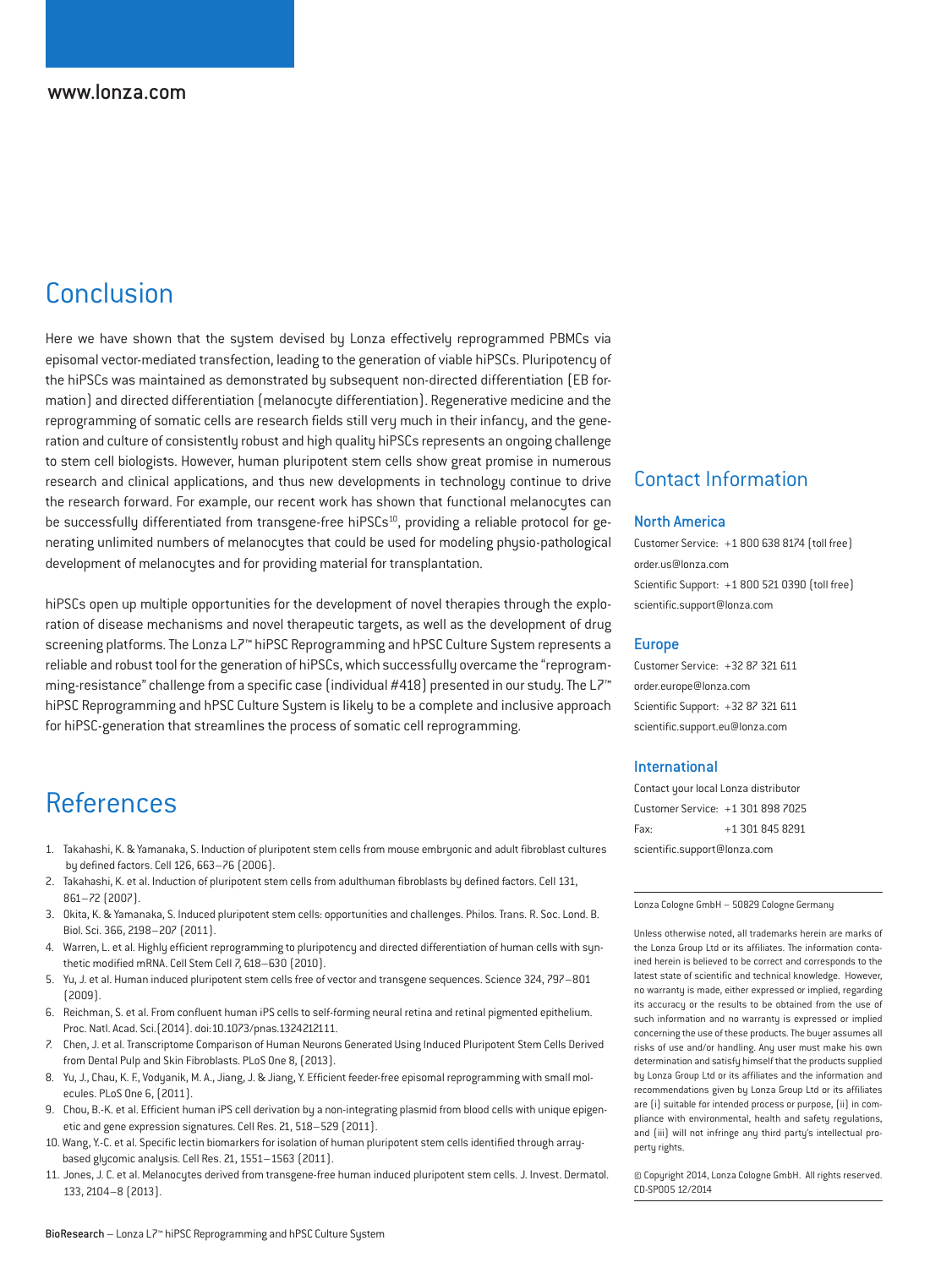www.lonza.com

## Conclusion

Here we have shown that the system devised by Lonza effectively reprogrammed PBMCs via episomal vector-mediated transfection, leading to the generation of viable hiPSCs. Pluripotency of the hiPSCs was maintained as demonstrated by subsequent non-directed differentiation (EB formation) and directed differentiation (melanocyte differentiation). Regenerative medicine and the reprogramming of somatic cells are research fields still very much in their infancy, and the generation and culture of consistently robust and high quality hiPSCs represents an ongoing challenge to stem cell biologists. However, human pluripotent stem cells show great promise in numerous research and clinical applications, and thus new developments in technology continue to drive the research forward. For example, our recent work has shown that functional melanocytes can be successfully differentiated from transgene-free hiPSCs[10], providing a reliable protocol for generating unlimited numbers of melanocytes that could be used for modeling physio-pathological development of melanocytes and for providing material for transplantation.

hiPSCs open up multiple opportunities for the development of novel therapies through the exploration of disease mechanisms and novel therapeutic targets, as well as the development of drug screening platforms. The Lonza L7™ hiPSC Reprogramming and hPSC Culture System represents a reliable and robust tool for the generation of hiPSCs, which successfully overcame the "reprogramming-resistance" challenge from a specific case (individual #418) presented in our study. The L7™ hiPSC Reprogramming and hPSC Culture System is likely to be a complete and inclusive approach for hiPSC-generation that streamlines the process of somatic cell reprogramming.

## References

1. Takahashi, K. & Yamanaka, S. Induction of pluripotent stem cells from mouse embryonic and adult fibroblast cultures by defined factors. Cell 126, 663–76 (2006).
2. Takahashi, K. et al. Induction of pluripotent stem cells from adulthuman fibroblasts by defined factors. Cell 131, 861–72 (2007).
3. Okita, K. & Yamanaka, S. Induced pluripotent stem cells: opportunities and challenges. Philos. Trans. R. Soc. Lond. B. Biol. Sci. 366, 2198–207 (2011).
4. Warren, L. et al. Highly efficient reprogramming to pluripotency and directed differentiation of human cells with synthetic modified mRNA. Cell Stem Cell 7, 618–630 (2010).
5. Yu, J. et al. Human induced pluripotent stem cells free of vector and transgene sequences. Science 324, 797–801 (2009).
6. Reichman, S. et al. From confluent human iPS cells to self-forming neural retina and retinal pigmented epithelium. Proc. Natl. Acad. Sci.(2014). doi:10.1073/pnas.1324212111.
7. Chen, J. et al. Transcriptome Comparison of Human Neurons Generated Using Induced Pluripotent Stem Cells Derived from Dental Pulp and Skin Fibroblasts. PLoS One 8, (2013).
8. Yu, J., Chau, K. F., Vodyanik, M. A., Jiang, J. & Jiang, Y. Efficient feeder-free episomal reprogramming with small molecules. PLoS One 6, (2011).
9. Chou, B.-K. et al. Efficient human iPS cell derivation by a non-integrating plasmid from blood cells with unique epigenetic and gene expression signatures. Cell Res. 21, 518–529 (2011).
10. Wang, Y.-C. et al. Specific lectin biomarkers for isolation of human pluripotent stem cells identified through array-based glycomic analysis. Cell Res. 21, 1551–1563 (2011).
11. Jones, J. C. et al. Melanocytes derived from transgene-free human induced pluripotent stem cells. J. Invest. Dermatol. 133, 2104–8 (2013).

## Contact Information

### North America

Customer Service: +1 800 638 8174 (toll free)
order.us@lonza.com
Scientific Support: +1 800 521 0390 (toll free)
scientific.support@lonza.com

### Europe

Customer Service: +32 87 321 611
order.europe@lonza.com
Scientific Support: +32 87 321 611
scientific.support.eu@lonza.com

### International

Contact your local Lonza distributor
Customer Service: +1 301 898 7025
Fax: +1 301 845 8291
scientific.support@lonza.com

Lonza Cologne GmbH – 50829 Cologne Germany

Unless otherwise noted, all trademarks herein are marks of the Lonza Group Ltd or its affiliates. The information contained herein is believed to be correct and corresponds to the latest state of scientific and technical knowledge. However, no warranty is made, either expressed or implied, regarding its accuracy or the results to be obtained from the use of such information and no warranty is expressed or implied concerning the use of these products. The buyer assumes all risks of use and/or handling. Any user must make his own determination and satisfy himself that the products supplied by Lonza Group Ltd or its affiliates and the information and recommendations given by Lonza Group Ltd or its affiliates are (i) suitable for intended process or purpose, (ii) in compliance with environmental, health and safety regulations, and (iii) will not infringe any third party's intellectual property rights.

© Copyright 2014, Lonza Cologne GmbH. All rights reserved.
CD-SP005 12/2014